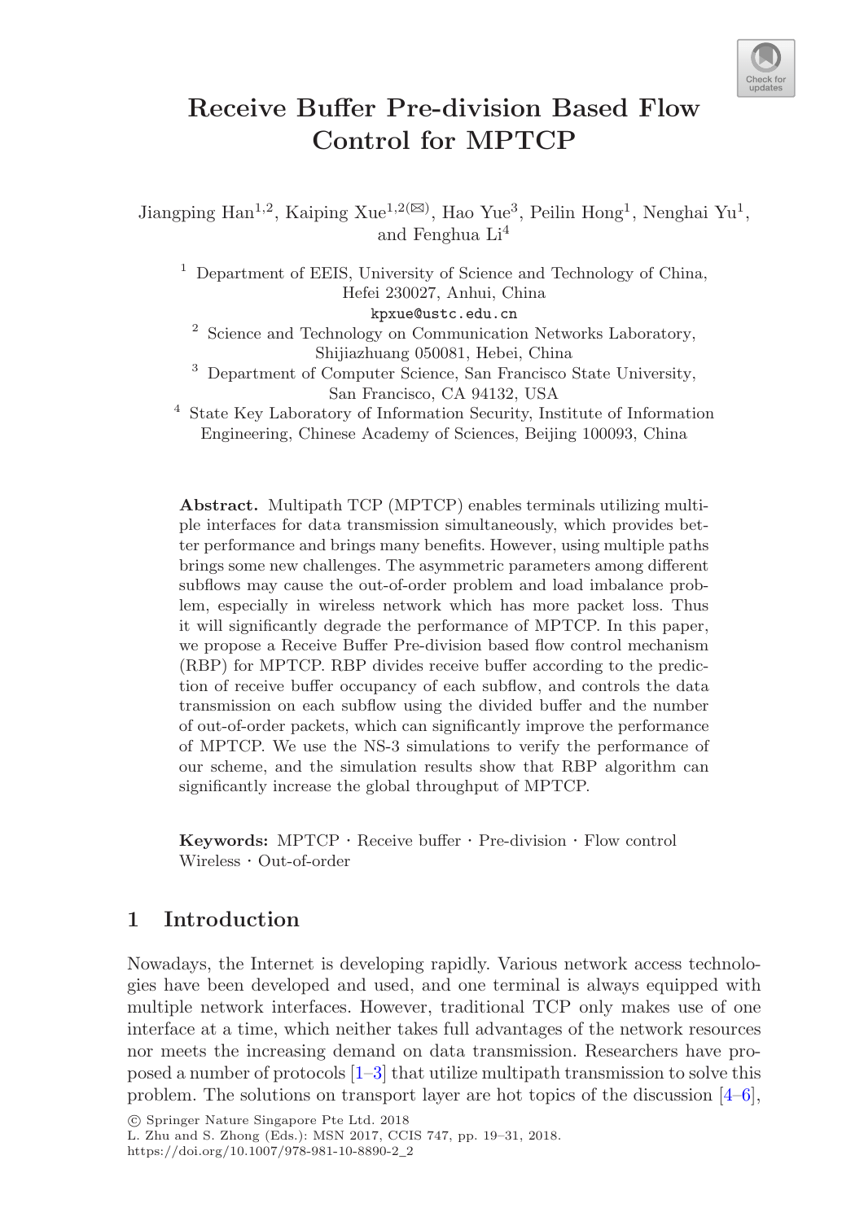# Receive Buffer Pre-division Based Flow Control for MPTCP

Jiangping Han[1,2], Kaiping Xue[1,2(✉)], Hao Yue[3], Peilin Hong[1], Nenghai Yu[1], and Fenghua Li[4]

[1] Department of EEIS, University of Science and Technology of China, Hefei 230027, Anhui, China
kpxue@ustc.edu.cn

[2] Science and Technology on Communication Networks Laboratory, Shijiazhuang 050081, Hebei, China

[3] Department of Computer Science, San Francisco State University, San Francisco, CA 94132, USA

[4] State Key Laboratory of Information Security, Institute of Information Engineering, Chinese Academy of Sciences, Beijing 100093, China

**Abstract.** Multipath TCP (MPTCP) enables terminals utilizing multiple interfaces for data transmission simultaneously, which provides better performance and brings many benefits. However, using multiple paths brings some new challenges. The asymmetric parameters among different subflows may cause the out-of-order problem and load imbalance problem, especially in wireless network which has more packet loss. Thus it will significantly degrade the performance of MPTCP. In this paper, we propose a Receive Buffer Pre-division based flow control mechanism (RBP) for MPTCP. RBP divides receive buffer according to the prediction of receive buffer occupancy of each subflow, and controls the data transmission on each subflow using the divided buffer and the number of out-of-order packets, which can significantly improve the performance of MPTCP. We use the NS-3 simulations to verify the performance of our scheme, and the simulation results show that RBP algorithm can significantly increase the global throughput of MPTCP.

**Keywords:** MPTCP · Receive buffer · Pre-division · Flow control Wireless · Out-of-order

## 1 Introduction

Nowadays, the Internet is developing rapidly. Various network access technologies have been developed and used, and one terminal is always equipped with multiple network interfaces. However, traditional TCP only makes use of one interface at a time, which neither takes full advantages of the network resources nor meets the increasing demand on data transmission. Researchers have proposed a number of protocols [1–3] that utilize multipath transmission to solve this problem. The solutions on transport layer are hot topics of the discussion [4–6],

© Springer Nature Singapore Pte Ltd. 2018
L. Zhu and S. Zhong (Eds.): MSN 2017, CCIS 747, pp. 19–31, 2018.
https://doi.org/10.1007/978-981-10-8890-2_2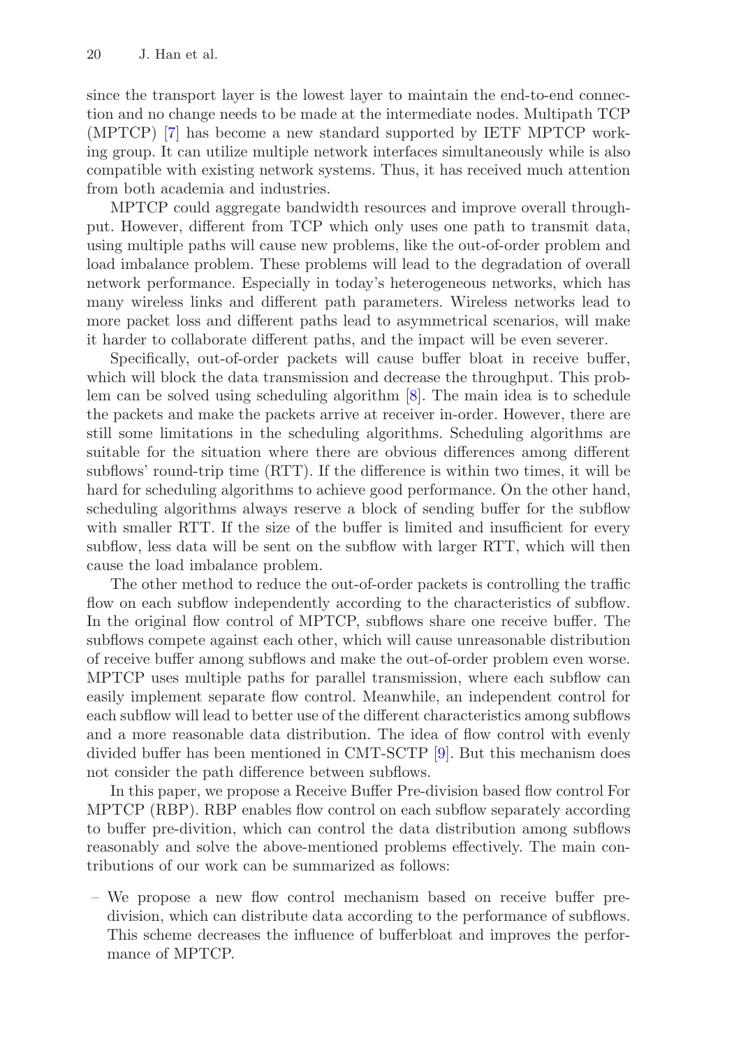since the transport layer is the lowest layer to maintain the end-to-end connection and no change needs to be made at the intermediate nodes. Multipath TCP (MPTCP) [7] has become a new standard supported by IETF MPTCP working group. It can utilize multiple network interfaces simultaneously while is also compatible with existing network systems. Thus, it has received much attention from both academia and industries.

MPTCP could aggregate bandwidth resources and improve overall throughput. However, different from TCP which only uses one path to transmit data, using multiple paths will cause new problems, like the out-of-order problem and load imbalance problem. These problems will lead to the degradation of overall network performance. Especially in today's heterogeneous networks, which has many wireless links and different path parameters. Wireless networks lead to more packet loss and different paths lead to asymmetrical scenarios, will make it harder to collaborate different paths, and the impact will be even severer.

Specifically, out-of-order packets will cause buffer bloat in receive buffer, which will block the data transmission and decrease the throughput. This problem can be solved using scheduling algorithm [8]. The main idea is to schedule the packets and make the packets arrive at receiver in-order. However, there are still some limitations in the scheduling algorithms. Scheduling algorithms are suitable for the situation where there are obvious differences among different subflows' round-trip time (RTT). If the difference is within two times, it will be hard for scheduling algorithms to achieve good performance. On the other hand, scheduling algorithms always reserve a block of sending buffer for the subflow with smaller RTT. If the size of the buffer is limited and insufficient for every subflow, less data will be sent on the subflow with larger RTT, which will then cause the load imbalance problem.

The other method to reduce the out-of-order packets is controlling the traffic flow on each subflow independently according to the characteristics of subflow. In the original flow control of MPTCP, subflows share one receive buffer. The subflows compete against each other, which will cause unreasonable distribution of receive buffer among subflows and make the out-of-order problem even worse. MPTCP uses multiple paths for parallel transmission, where each subflow can easily implement separate flow control. Meanwhile, an independent control for each subflow will lead to better use of the different characteristics among subflows and a more reasonable data distribution. The idea of flow control with evenly divided buffer has been mentioned in CMT-SCTP [9]. But this mechanism does not consider the path difference between subflows.

In this paper, we propose a Receive Buffer Pre-division based flow control For MPTCP (RBP). RBP enables flow control on each subflow separately according to buffer pre-divition, which can control the data distribution among subflows reasonably and solve the above-mentioned problems effectively. The main contributions of our work can be summarized as follows:

– We propose a new flow control mechanism based on receive buffer pre-division, which can distribute data according to the performance of subflows. This scheme decreases the influence of bufferbloat and improves the performance of MPTCP.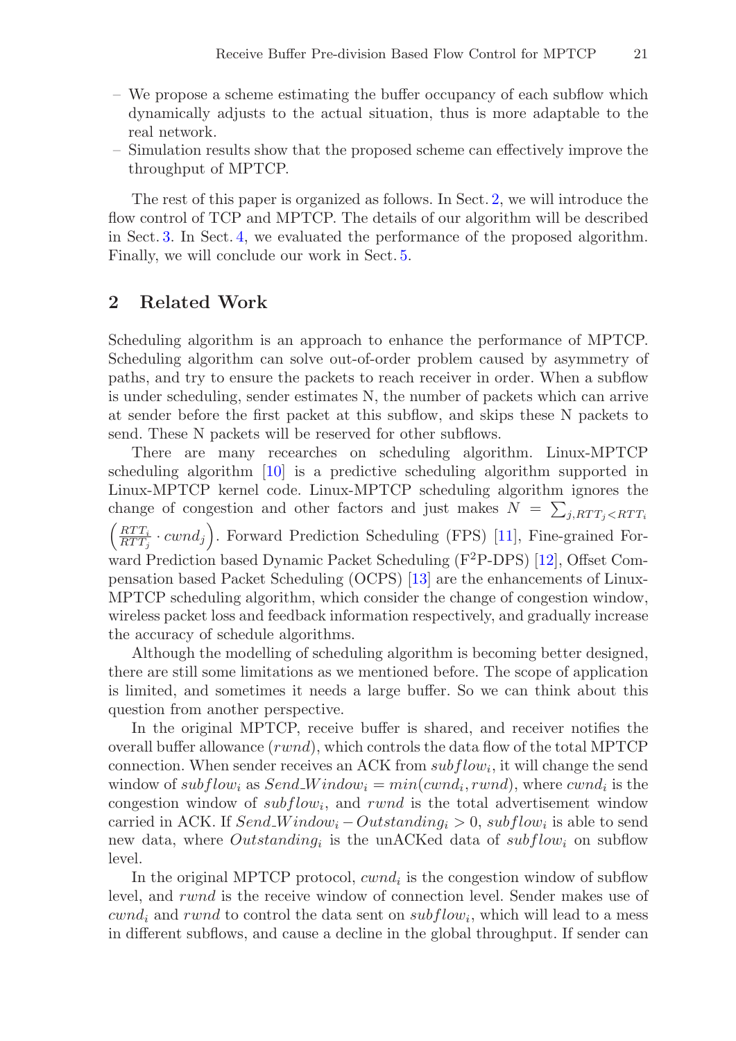- We propose a scheme estimating the buffer occupancy of each subflow which dynamically adjusts to the actual situation, thus is more adaptable to the real network.
- Simulation results show that the proposed scheme can effectively improve the throughput of MPTCP.

The rest of this paper is organized as follows. In Sect. 2, we will introduce the flow control of TCP and MPTCP. The details of our algorithm will be described in Sect. 3. In Sect. 4, we evaluated the performance of the proposed algorithm. Finally, we will conclude our work in Sect. 5.

## 2 Related Work

Scheduling algorithm is an approach to enhance the performance of MPTCP. Scheduling algorithm can solve out-of-order problem caused by asymmetry of paths, and try to ensure the packets to reach receiver in order. When a subflow is under scheduling, sender estimates N, the number of packets which can arrive at sender before the first packet at this subflow, and skips these N packets to send. These N packets will be reserved for other subflows.

There are many recearches on scheduling algorithm. Linux-MPTCP scheduling algorithm [10] is a predictive scheduling algorithm supported in Linux-MPTCP kernel code. Linux-MPTCP scheduling algorithm ignores the change of congestion and other factors and just makes $N = \sum_{j,RTT_j<RTT_i}\left(\frac{RTT_i}{RTT_j} \cdot cwnd_j\right)$. Forward Prediction Scheduling (FPS) [11], Fine-grained Forward Prediction based Dynamic Packet Scheduling (F$^2$P-DPS) [12], Offset Compensation based Packet Scheduling (OCPS) [13] are the enhancements of Linux-MPTCP scheduling algorithm, which consider the change of congestion window, wireless packet loss and feedback information respectively, and gradually increase the accuracy of schedule algorithms.

Although the modelling of scheduling algorithm is becoming better designed, there are still some limitations as we mentioned before. The scope of application is limited, and sometimes it needs a large buffer. So we can think about this question from another perspective.

In the original MPTCP, receive buffer is shared, and receiver notifies the overall buffer allowance ($rwnd$), which controls the data flow of the total MPTCP connection. When sender receives an ACK from $subflow_i$, it will change the send window of $subflow_i$ as $Send\_Window_i = min(cwnd_i, rwnd)$, where $cwnd_i$ is the congestion window of $subflow_i$, and $rwnd$ is the total advertisement window carried in ACK. If $Send\_Window_i - Outstanding_i > 0$, $subflow_i$ is able to send new data, where $Outstanding_i$ is the unACKed data of $subflow_i$ on subflow level.

In the original MPTCP protocol, $cwnd_i$ is the congestion window of subflow level, and $rwnd$ is the receive window of connection level. Sender makes use of $cwnd_i$ and $rwnd$ to control the data sent on $subflow_i$, which will lead to a mess in different subflows, and cause a decline in the global throughput. If sender can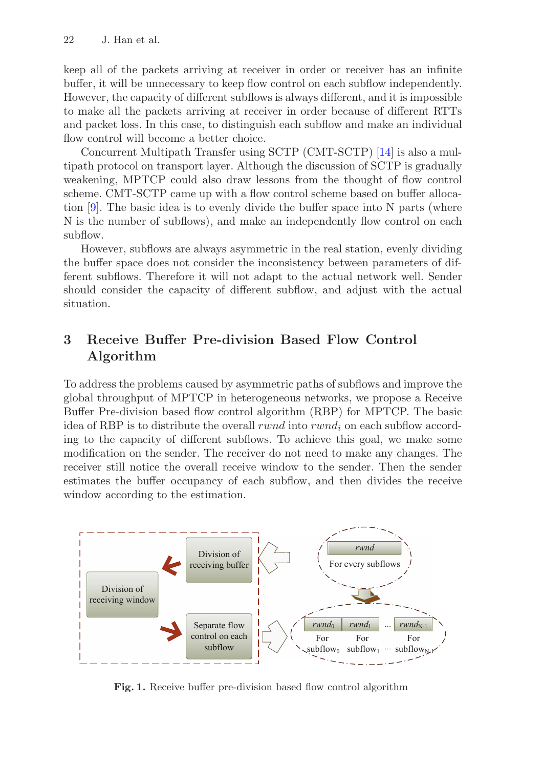keep all of the packets arriving at receiver in order or receiver has an infinite buffer, it will be unnecessary to keep flow control on each subflow independently. However, the capacity of different subflows is always different, and it is impossible to make all the packets arriving at receiver in order because of different RTTs and packet loss. In this case, to distinguish each subflow and make an individual flow control will become a better choice.

Concurrent Multipath Transfer using SCTP (CMT-SCTP) [14] is also a multipath protocol on transport layer. Although the discussion of SCTP is gradually weakening, MPTCP could also draw lessons from the thought of flow control scheme. CMT-SCTP came up with a flow control scheme based on buffer allocation [9]. The basic idea is to evenly divide the buffer space into N parts (where N is the number of subflows), and make an independently flow control on each subflow.

However, subflows are always asymmetric in the real station, evenly dividing the buffer space does not consider the inconsistency between parameters of different subflows. Therefore it will not adapt to the actual network well. Sender should consider the capacity of different subflow, and adjust with the actual situation.

## 3 Receive Buffer Pre-division Based Flow Control Algorithm

To address the problems caused by asymmetric paths of subflows and improve the global throughput of MPTCP in heterogeneous networks, we propose a Receive Buffer Pre-division based flow control algorithm (RBP) for MPTCP. The basic idea of RBP is to distribute the overall $rwnd$ into $rwnd_i$ on each subflow according to the capacity of different subflows. To achieve this goal, we make some modification on the sender. The receiver do not need to make any changes. The receiver still notice the overall receive window to the sender. Then the sender estimates the buffer occupancy of each subflow, and then divides the receive window according to the estimation.

**Fig. 1.** Receive buffer pre-division based flow control algorithm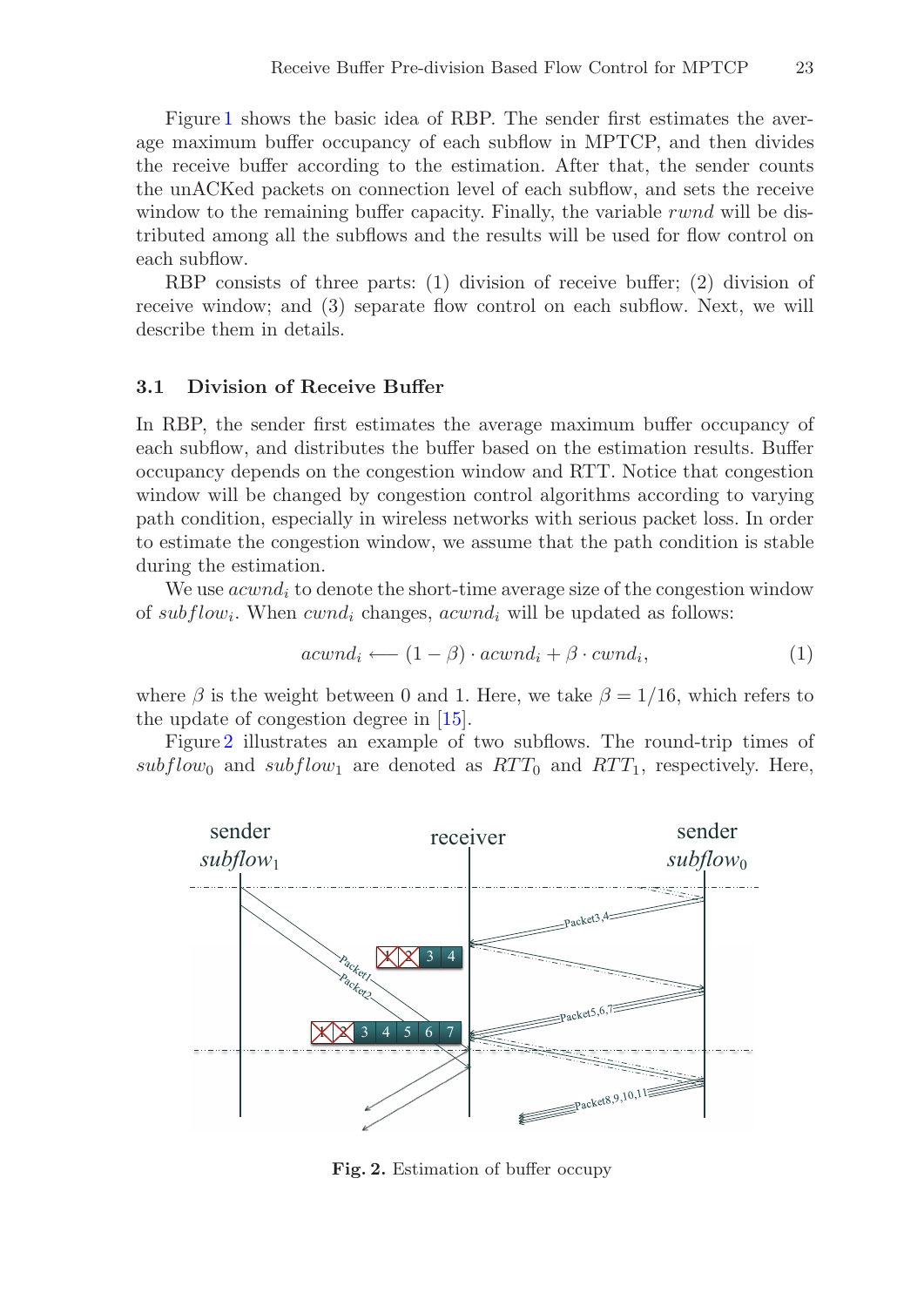Figure 1 shows the basic idea of RBP. The sender first estimates the average maximum buffer occupancy of each subflow in MPTCP, and then divides the receive buffer according to the estimation. After that, the sender counts the unACKed packets on connection level of each subflow, and sets the receive window to the remaining buffer capacity. Finally, the variable *rwnd* will be distributed among all the subflows and the results will be used for flow control on each subflow.

RBP consists of three parts: (1) division of receive buffer; (2) division of receive window; and (3) separate flow control on each subflow. Next, we will describe them in details.

### 3.1 Division of Receive Buffer

In RBP, the sender first estimates the average maximum buffer occupancy of each subflow, and distributes the buffer based on the estimation results. Buffer occupancy depends on the congestion window and RTT. Notice that congestion window will be changed by congestion control algorithms according to varying path condition, especially in wireless networks with serious packet loss. In order to estimate the congestion window, we assume that the path condition is stable during the estimation.

We use $acwnd_i$ to denote the short-time average size of the congestion window of $subflow_i$. When $cwnd_i$ changes, $acwnd_i$ will be updated as follows:

$$acwnd_i \longleftarrow (1 - \beta) \cdot acwnd_i + \beta \cdot cwnd_i, \tag{1}$$

where $\beta$ is the weight between 0 and 1. Here, we take $\beta = 1/16$, which refers to the update of congestion degree in [15].

Figure 2 illustrates an example of two subflows. The round-trip times of $subflow_0$ and $subflow_1$ are denoted as $RTT_0$ and $RTT_1$, respectively. Here,

**Fig. 2.** Estimation of buffer occupy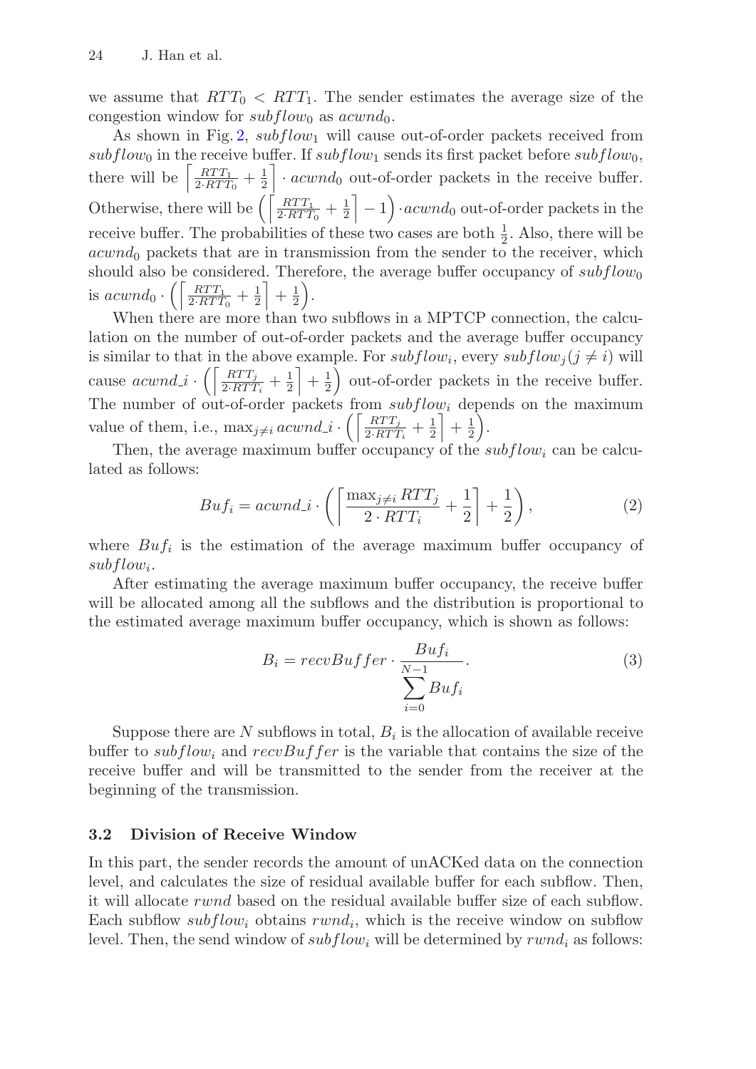we assume that $RTT_0 < RTT_1$. The sender estimates the average size of the congestion window for $subflow_0$ as $acwnd_0$.

As shown in Fig. 2, $subflow_1$ will cause out-of-order packets received from $subflow_0$ in the receive buffer. If $subflow_1$ sends its first packet before $subflow_0$, there will be $\left\lceil \frac{RTT_1}{2 \cdot RTT_0} + \frac{1}{2} \right\rceil \cdot acwnd_0$ out-of-order packets in the receive buffer. Otherwise, there will be $\left( \left\lceil \frac{RTT_1}{2 \cdot RTT_0} + \frac{1}{2} \right\rceil - 1 \right) \cdot acwnd_0$ out-of-order packets in the receive buffer. The probabilities of these two cases are both $\frac{1}{2}$. Also, there will be $acwnd_0$ packets that are in transmission from the sender to the receiver, which should also be considered. Therefore, the average buffer occupancy of $subflow_0$ is $acwnd_0 \cdot \left( \left\lceil \frac{RTT_1}{2 \cdot RTT_0} + \frac{1}{2} \right\rceil + \frac{1}{2} \right)$.

When there are more than two subflows in a MPTCP connection, the calculation on the number of out-of-order packets and the average buffer occupancy is similar to that in the above example. For $subflow_i$, every $subflow_j (j \neq i)$ will cause $acwnd\_i \cdot \left( \left\lceil \frac{RTT_j}{2 \cdot RTT_i} + \frac{1}{2} \right\rceil + \frac{1}{2} \right)$ out-of-order packets in the receive buffer. The number of out-of-order packets from $subflow_i$ depends on the maximum value of them, i.e., $\max_{j \neq i} acwnd\_i \cdot \left( \left\lceil \frac{RTT_j}{2 \cdot RTT_i} + \frac{1}{2} \right\rceil + \frac{1}{2} \right)$.

Then, the average maximum buffer occupancy of the $subflow_i$ can be calculated as follows:

$$Buf_i = acwnd\_i \cdot \left( \left\lceil \frac{\max_{j \neq i} RTT_j}{2 \cdot RTT_i} + \frac{1}{2} \right\rceil + \frac{1}{2} \right), \tag{2}$$

where $Buf_i$ is the estimation of the average maximum buffer occupancy of $subflow_i$.

After estimating the average maximum buffer occupancy, the receive buffer will be allocated among all the subflows and the distribution is proportional to the estimated average maximum buffer occupancy, which is shown as follows:

$$B_i = recvBuffer \cdot \frac{Buf_i}{\sum_{i=0}^{N-1} Buf_i}. \tag{3}$$

Suppose there are $N$ subflows in total, $B_i$ is the allocation of available receive buffer to $subflow_i$ and $recvBuffer$ is the variable that contains the size of the receive buffer and will be transmitted to the sender from the receiver at the beginning of the transmission.

### 3.2 Division of Receive Window

In this part, the sender records the amount of unACKed data on the connection level, and calculates the size of residual available buffer for each subflow. Then, it will allocate $rwnd$ based on the residual available buffer size of each subflow. Each subflow $subflow_i$ obtains $rwnd_i$, which is the receive window on subflow level. Then, the send window of $subflow_i$ will be determined by $rwnd_i$ as follows: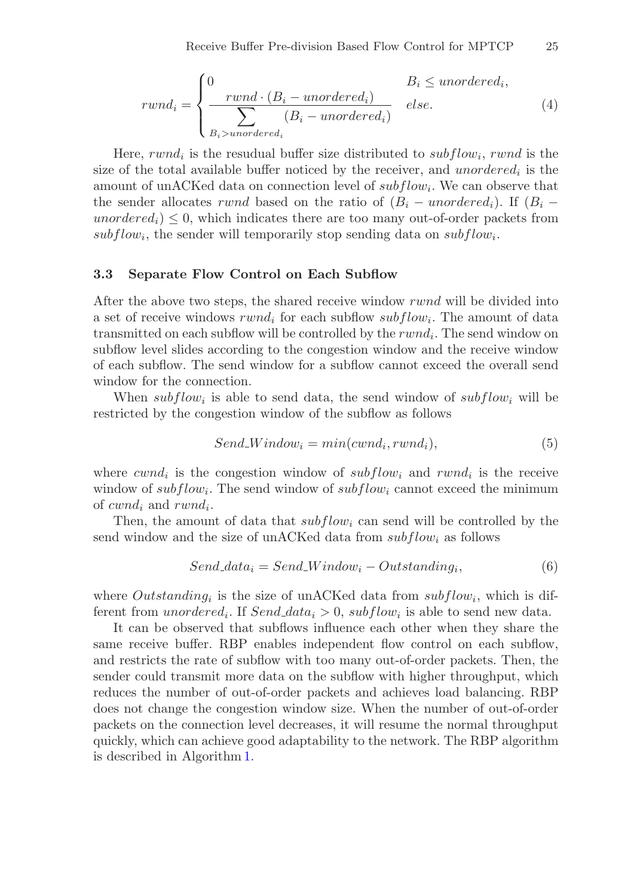$$
rwnd_i = \begin{cases} 0 & B_i \leq unordered_i, \\ \dfrac{rwnd \cdot (B_i - unordered_i)}{\sum\limits_{B_i > unordered_i} (B_i - unordered_i)} & else. \end{cases} \tag{4}
$$

Here, $rwnd_i$ is the resudual buffer size distributed to $subflow_i$, $rwnd$ is the size of the total available buffer noticed by the receiver, and $unordered_i$ is the amount of unACKed data on connection level of $subflow_i$. We can observe that the sender allocates $rwnd$ based on the ratio of $(B_i - unordered_i)$. If $(B_i - unordered_i) \leq 0$, which indicates there are too many out-of-order packets from $subflow_i$, the sender will temporarily stop sending data on $subflow_i$.

### 3.3 Separate Flow Control on Each Subflow

After the above two steps, the shared receive window $rwnd$ will be divided into a set of receive windows $rwnd_i$ for each subflow $subflow_i$. The amount of data transmitted on each subflow will be controlled by the $rwnd_i$. The send window on subflow level slides according to the congestion window and the receive window of each subflow. The send window for a subflow cannot exceed the overall send window for the connection.

When $subflow_i$ is able to send data, the send window of $subflow_i$ will be restricted by the congestion window of the subflow as follows

$$
Send\_Window_i = min(cwnd_i, rwnd_i), \tag{5}
$$

where $cwnd_i$ is the congestion window of $subflow_i$ and $rwnd_i$ is the receive window of $subflow_i$. The send window of $subflow_i$ cannot exceed the minimum of $cwnd_i$ and $rwnd_i$.

Then, the amount of data that $subflow_i$ can send will be controlled by the send window and the size of unACKed data from $subflow_i$ as follows

$$
Send\_data_i = Send\_Window_i - Outstanding_i, \tag{6}
$$

where $Outstanding_i$ is the size of unACKed data from $subflow_i$, which is different from $unordered_i$. If $Send\_data_i > 0$, $subflow_i$ is able to send new data.

It can be observed that subflows influence each other when they share the same receive buffer. RBP enables independent flow control on each subflow, and restricts the rate of subflow with too many out-of-order packets. Then, the sender could transmit more data on the subflow with higher throughput, which reduces the number of out-of-order packets and achieves load balancing. RBP does not change the congestion window size. When the number of out-of-order packets on the connection level decreases, it will resume the normal throughput quickly, which can achieve good adaptability to the network. The RBP algorithm is described in Algorithm 1.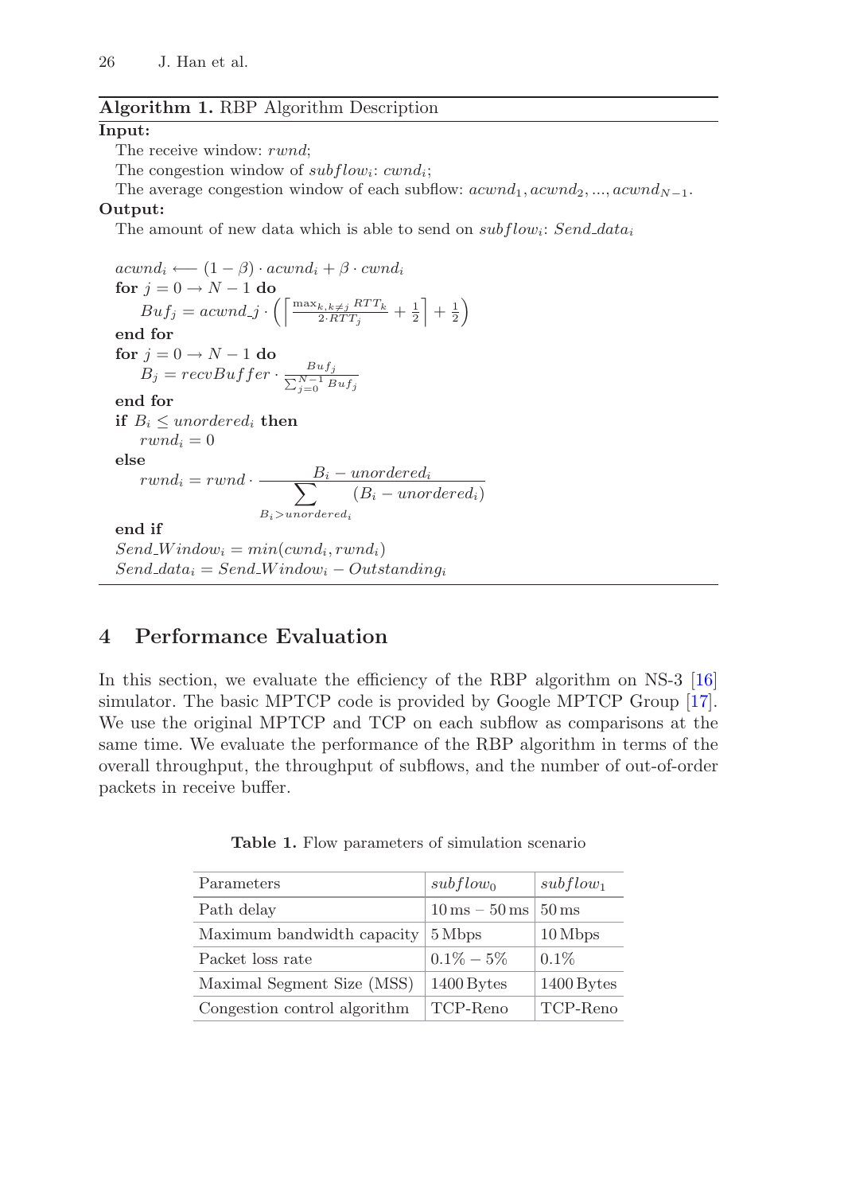**Algorithm 1.** RBP Algorithm Description

**Input:**

The receive window: $rwnd$;

The congestion window of $subflow_i$: $cwnd_i$;

The average congestion window of each subflow: $acwnd_1, acwnd_2, ..., acwnd_{N-1}$.

**Output:**

The amount of new data which is able to send on $subflow_i$: $Send\_data_i$

$acwnd_i \longleftarrow (1-\beta) \cdot acwnd_i + \beta \cdot cwnd_i$

**for** $j = 0 \rightarrow N-1$ **do**

$Buf_j = acwnd\_j \cdot \left( \left\lceil \frac{\max_{k,k \neq j} RTT_k}{2 \cdot RTT_j} + \frac{1}{2} \right\rceil + \frac{1}{2} \right)$

**end for**

**for** $j = 0 \rightarrow N-1$ **do**

$B_j = recvBuffer \cdot \frac{Buf_j}{\sum_{j=0}^{N-1} Buf_j}$

**end for**

**if** $B_i \leq unordered_i$ **then**

$rwnd_i = 0$

**else**

$rwnd_i = rwnd \cdot \dfrac{B_i - unordered_i}{\sum\limits_{B_i > unordered_i} (B_i - unordered_i)}$

**end if**

$Send\_Window_i = min(cwnd_i, rwnd_i)$

$Send\_data_i = Send\_Window_i - Outstanding_i$

## 4 Performance Evaluation

In this section, we evaluate the efficiency of the RBP algorithm on NS-3 [16] simulator. The basic MPTCP code is provided by Google MPTCP Group [17]. We use the original MPTCP and TCP on each subflow as comparisons at the same time. We evaluate the performance of the RBP algorithm in terms of the overall throughput, the throughput of subflows, and the number of out-of-order packets in receive buffer.

**Table 1.** Flow parameters of simulation scenario

| Parameters | $subflow_0$ | $subflow_1$ |
|---|---|---|
| Path delay | 10 ms − 50 ms | 50 ms |
| Maximum bandwidth capacity | 5 Mbps | 10 Mbps |
| Packet loss rate | 0.1% − 5% | 0.1% |
| Maximal Segment Size (MSS) | 1400 Bytes | 1400 Bytes |
| Congestion control algorithm | TCP-Reno | TCP-Reno |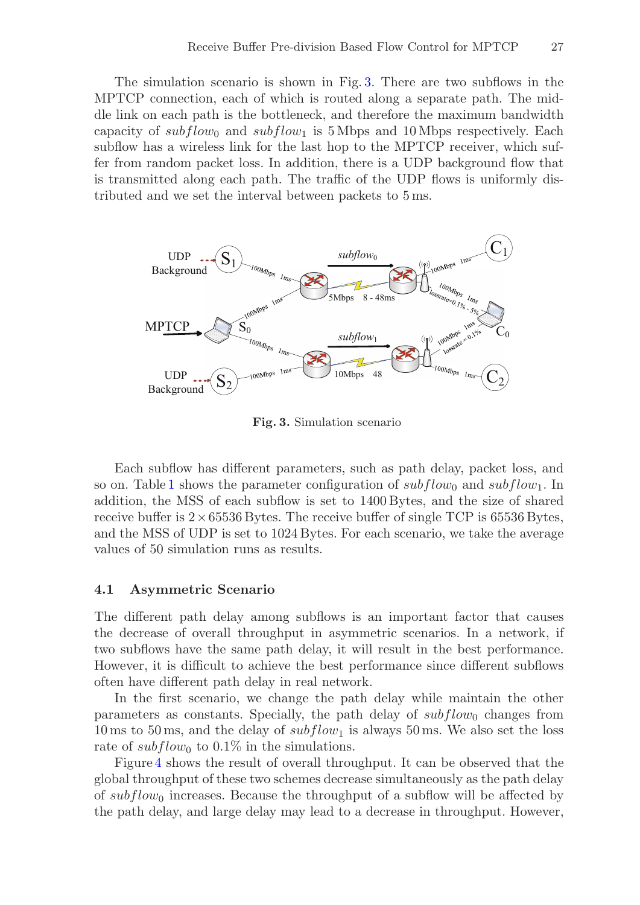The simulation scenario is shown in Fig. 3. There are two subflows in the MPTCP connection, each of which is routed along a separate path. The middle link on each path is the bottleneck, and therefore the maximum bandwidth capacity of $subflow_0$ and $subflow_1$ is 5 Mbps and 10 Mbps respectively. Each subflow has a wireless link for the last hop to the MPTCP receiver, which suffer from random packet loss. In addition, there is a UDP background flow that is transmitted along each path. The traffic of the UDP flows is uniformly distributed and we set the interval between packets to 5 ms.

**Fig. 3.** Simulation scenario

Each subflow has different parameters, such as path delay, packet loss, and so on. Table 1 shows the parameter configuration of $subflow_0$ and $subflow_1$. In addition, the MSS of each subflow is set to 1400 Bytes, and the size of shared receive buffer is $2 \times 65536$ Bytes. The receive buffer of single TCP is 65536 Bytes, and the MSS of UDP is set to 1024 Bytes. For each scenario, we take the average values of 50 simulation runs as results.

### 4.1 Asymmetric Scenario

The different path delay among subflows is an important factor that causes the decrease of overall throughput in asymmetric scenarios. In a network, if two subflows have the same path delay, it will result in the best performance. However, it is difficult to achieve the best performance since different subflows often have different path delay in real network.

In the first scenario, we change the path delay while maintain the other parameters as constants. Specially, the path delay of $subflow_0$ changes from 10 ms to 50 ms, and the delay of $subflow_1$ is always 50 ms. We also set the loss rate of $subflow_0$ to 0.1% in the simulations.

Figure 4 shows the result of overall throughput. It can be observed that the global throughput of these two schemes decrease simultaneously as the path delay of $subflow_0$ increases. Because the throughput of a subflow will be affected by the path delay, and large delay may lead to a decrease in throughput. However,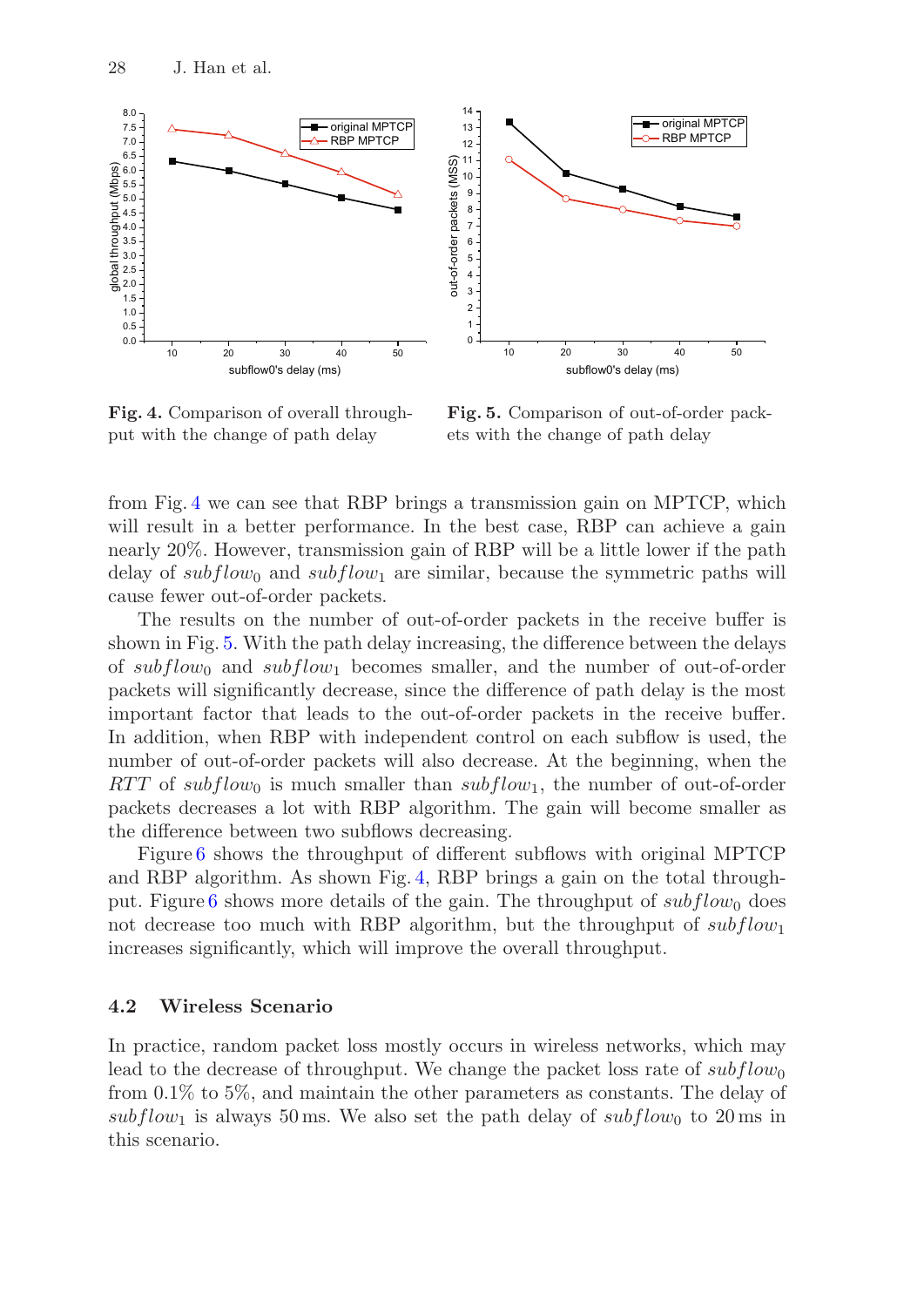Fig. 4. Comparison of overall throughput with the change of path delay

Fig. 5. Comparison of out-of-order packets with the change of path delay

from Fig. 4 we can see that RBP brings a transmission gain on MPTCP, which will result in a better performance. In the best case, RBP can achieve a gain nearly 20%. However, transmission gain of RBP will be a little lower if the path delay of $subflow_0$ and $subflow_1$ are similar, because the symmetric paths will cause fewer out-of-order packets.

The results on the number of out-of-order packets in the receive buffer is shown in Fig. 5. With the path delay increasing, the difference between the delays of $subflow_0$ and $subflow_1$ becomes smaller, and the number of out-of-order packets will significantly decrease, since the difference of path delay is the most important factor that leads to the out-of-order packets in the receive buffer. In addition, when RBP with independent control on each subflow is used, the number of out-of-order packets will also decrease. At the beginning, when the $RTT$ of $subflow_0$ is much smaller than $subflow_1$, the number of out-of-order packets decreases a lot with RBP algorithm. The gain will become smaller as the difference between two subflows decreasing.

Figure 6 shows the throughput of different subflows with original MPTCP and RBP algorithm. As shown Fig. 4, RBP brings a gain on the total throughput. Figure 6 shows more details of the gain. The throughput of $subflow_0$ does not decrease too much with RBP algorithm, but the throughput of $subflow_1$ increases significantly, which will improve the overall throughput.

### 4.2 Wireless Scenario

In practice, random packet loss mostly occurs in wireless networks, which may lead to the decrease of throughput. We change the packet loss rate of $subflow_0$ from 0.1% to 5%, and maintain the other parameters as constants. The delay of $subflow_1$ is always 50 ms. We also set the path delay of $subflow_0$ to 20 ms in this scenario.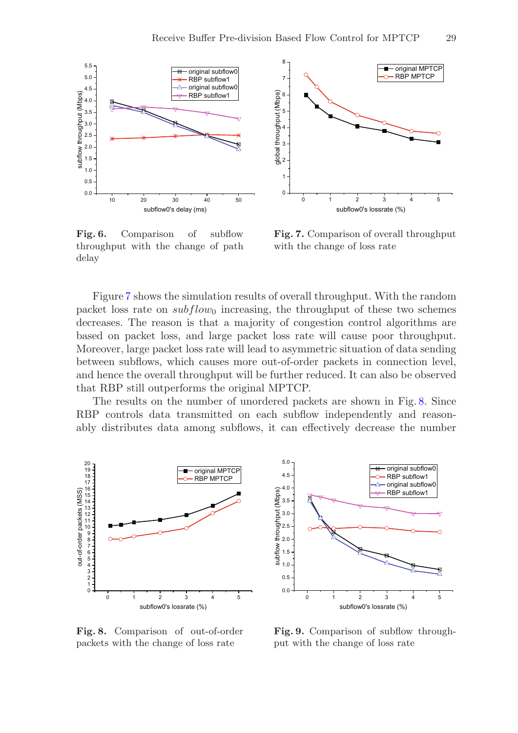**Fig. 6.** Comparison of subflow throughput with the change of path delay

**Fig. 7.** Comparison of overall throughput with the change of loss rate

Figure 7 shows the simulation results of overall throughput. With the random packet loss rate on $subflow_0$ increasing, the throughput of these two schemes decreases. The reason is that a majority of congestion control algorithms are based on packet loss, and large packet loss rate will cause poor throughput. Moreover, large packet loss rate will lead to asymmetric situation of data sending between subflows, which causes more out-of-order packets in connection level, and hence the overall throughput will be further reduced. It can also be observed that RBP still outperforms the original MPTCP.

The results on the number of unordered packets are shown in Fig. 8. Since RBP controls data transmitted on each subflow independently and reasonably distributes data among subflows, it can effectively decrease the number

**Fig. 8.** Comparison of out-of-order packets with the change of loss rate

**Fig. 9.** Comparison of subflow throughput with the change of loss rate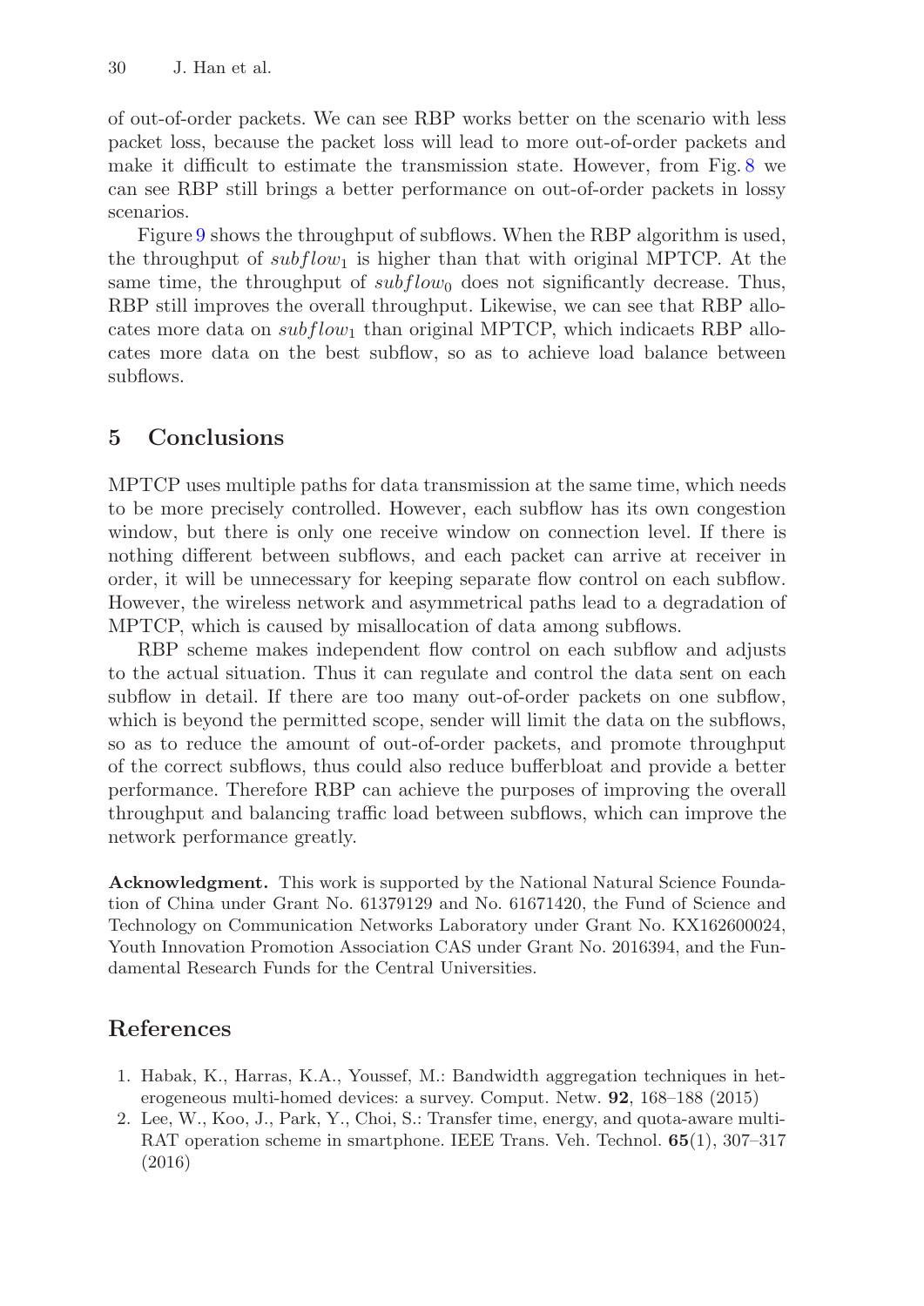of out-of-order packets. We can see RBP works better on the scenario with less packet loss, because the packet loss will lead to more out-of-order packets and make it difficult to estimate the transmission state. However, from Fig. 8 we can see RBP still brings a better performance on out-of-order packets in lossy scenarios.

Figure 9 shows the throughput of subflows. When the RBP algorithm is used, the throughput of $subflow_1$ is higher than that with original MPTCP. At the same time, the throughput of $subflow_0$ does not significantly decrease. Thus, RBP still improves the overall throughput. Likewise, we can see that RBP allocates more data on $subflow_1$ than original MPTCP, which indicaets RBP allocates more data on the best subflow, so as to achieve load balance between subflows.

## 5 Conclusions

MPTCP uses multiple paths for data transmission at the same time, which needs to be more precisely controlled. However, each subflow has its own congestion window, but there is only one receive window on connection level. If there is nothing different between subflows, and each packet can arrive at receiver in order, it will be unnecessary for keeping separate flow control on each subflow. However, the wireless network and asymmetrical paths lead to a degradation of MPTCP, which is caused by misallocation of data among subflows.

RBP scheme makes independent flow control on each subflow and adjusts to the actual situation. Thus it can regulate and control the data sent on each subflow in detail. If there are too many out-of-order packets on one subflow, which is beyond the permitted scope, sender will limit the data on the subflows, so as to reduce the amount of out-of-order packets, and promote throughput of the correct subflows, thus could also reduce bufferbloat and provide a better performance. Therefore RBP can achieve the purposes of improving the overall throughput and balancing traffic load between subflows, which can improve the network performance greatly.

**Acknowledgment.** This work is supported by the National Natural Science Foundation of China under Grant No. 61379129 and No. 61671420, the Fund of Science and Technology on Communication Networks Laboratory under Grant No. KX162600024, Youth Innovation Promotion Association CAS under Grant No. 2016394, and the Fundamental Research Funds for the Central Universities.

## References

1. Habak, K., Harras, K.A., Youssef, M.: Bandwidth aggregation techniques in heterogeneous multi-homed devices: a survey. Comput. Netw. **92**, 168–188 (2015)
2. Lee, W., Koo, J., Park, Y., Choi, S.: Transfer time, energy, and quota-aware multi-RAT operation scheme in smartphone. IEEE Trans. Veh. Technol. **65**(1), 307–317 (2016)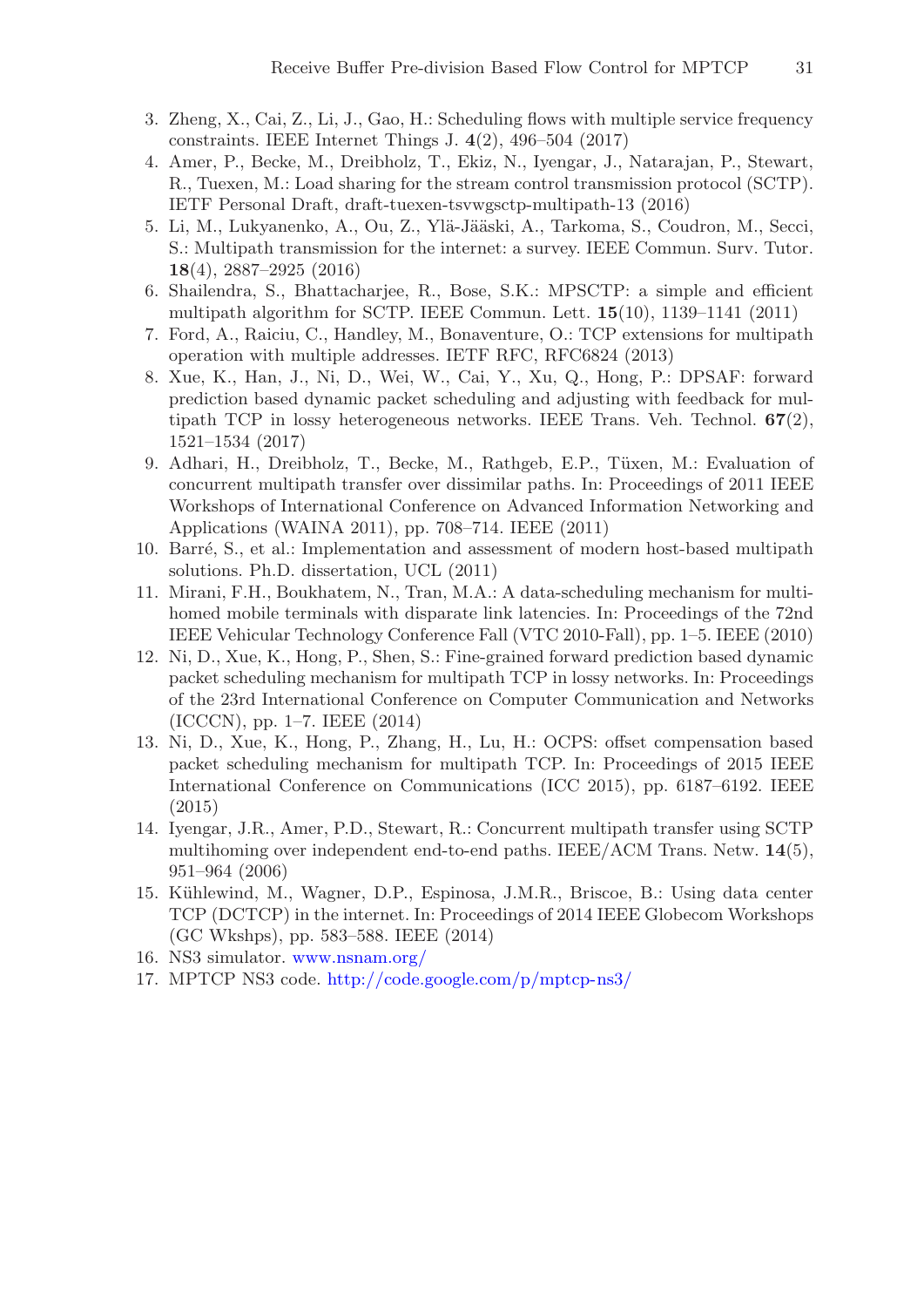3. Zheng, X., Cai, Z., Li, J., Gao, H.: Scheduling flows with multiple service frequency constraints. IEEE Internet Things J. **4**(2), 496–504 (2017)
4. Amer, P., Becke, M., Dreibholz, T., Ekiz, N., Iyengar, J., Natarajan, P., Stewart, R., Tuexen, M.: Load sharing for the stream control transmission protocol (SCTP). IETF Personal Draft, draft-tuexen-tsvwgsctp-multipath-13 (2016)
5. Li, M., Lukyanenko, A., Ou, Z., Ylä-Jääski, A., Tarkoma, S., Coudron, M., Secci, S.: Multipath transmission for the internet: a survey. IEEE Commun. Surv. Tutor. **18**(4), 2887–2925 (2016)
6. Shailendra, S., Bhattacharjee, R., Bose, S.K.: MPSCTP: a simple and efficient multipath algorithm for SCTP. IEEE Commun. Lett. **15**(10), 1139–1141 (2011)
7. Ford, A., Raiciu, C., Handley, M., Bonaventure, O.: TCP extensions for multipath operation with multiple addresses. IETF RFC, RFC6824 (2013)
8. Xue, K., Han, J., Ni, D., Wei, W., Cai, Y., Xu, Q., Hong, P.: DPSAF: forward prediction based dynamic packet scheduling and adjusting with feedback for multipath TCP in lossy heterogeneous networks. IEEE Trans. Veh. Technol. **67**(2), 1521–1534 (2017)
9. Adhari, H., Dreibholz, T., Becke, M., Rathgeb, E.P., Tüxen, M.: Evaluation of concurrent multipath transfer over dissimilar paths. In: Proceedings of 2011 IEEE Workshops of International Conference on Advanced Information Networking and Applications (WAINA 2011), pp. 708–714. IEEE (2011)
10. Barré, S., et al.: Implementation and assessment of modern host-based multipath solutions. Ph.D. dissertation, UCL (2011)
11. Mirani, F.H., Boukhatem, N., Tran, M.A.: A data-scheduling mechanism for multi-homed mobile terminals with disparate link latencies. In: Proceedings of the 72nd IEEE Vehicular Technology Conference Fall (VTC 2010-Fall), pp. 1–5. IEEE (2010)
12. Ni, D., Xue, K., Hong, P., Shen, S.: Fine-grained forward prediction based dynamic packet scheduling mechanism for multipath TCP in lossy networks. In: Proceedings of the 23rd International Conference on Computer Communication and Networks (ICCCN), pp. 1–7. IEEE (2014)
13. Ni, D., Xue, K., Hong, P., Zhang, H., Lu, H.: OCPS: offset compensation based packet scheduling mechanism for multipath TCP. In: Proceedings of 2015 IEEE International Conference on Communications (ICC 2015), pp. 6187–6192. IEEE (2015)
14. Iyengar, J.R., Amer, P.D., Stewart, R.: Concurrent multipath transfer using SCTP multihoming over independent end-to-end paths. IEEE/ACM Trans. Netw. **14**(5), 951–964 (2006)
15. Kühlewind, M., Wagner, D.P., Espinosa, J.M.R., Briscoe, B.: Using data center TCP (DCTCP) in the internet. In: Proceedings of 2014 IEEE Globecom Workshops (GC Wkshps), pp. 583–588. IEEE (2014)
16. NS3 simulator. www.nsnam.org/
17. MPTCP NS3 code. http://code.google.com/p/mptcp-ns3/